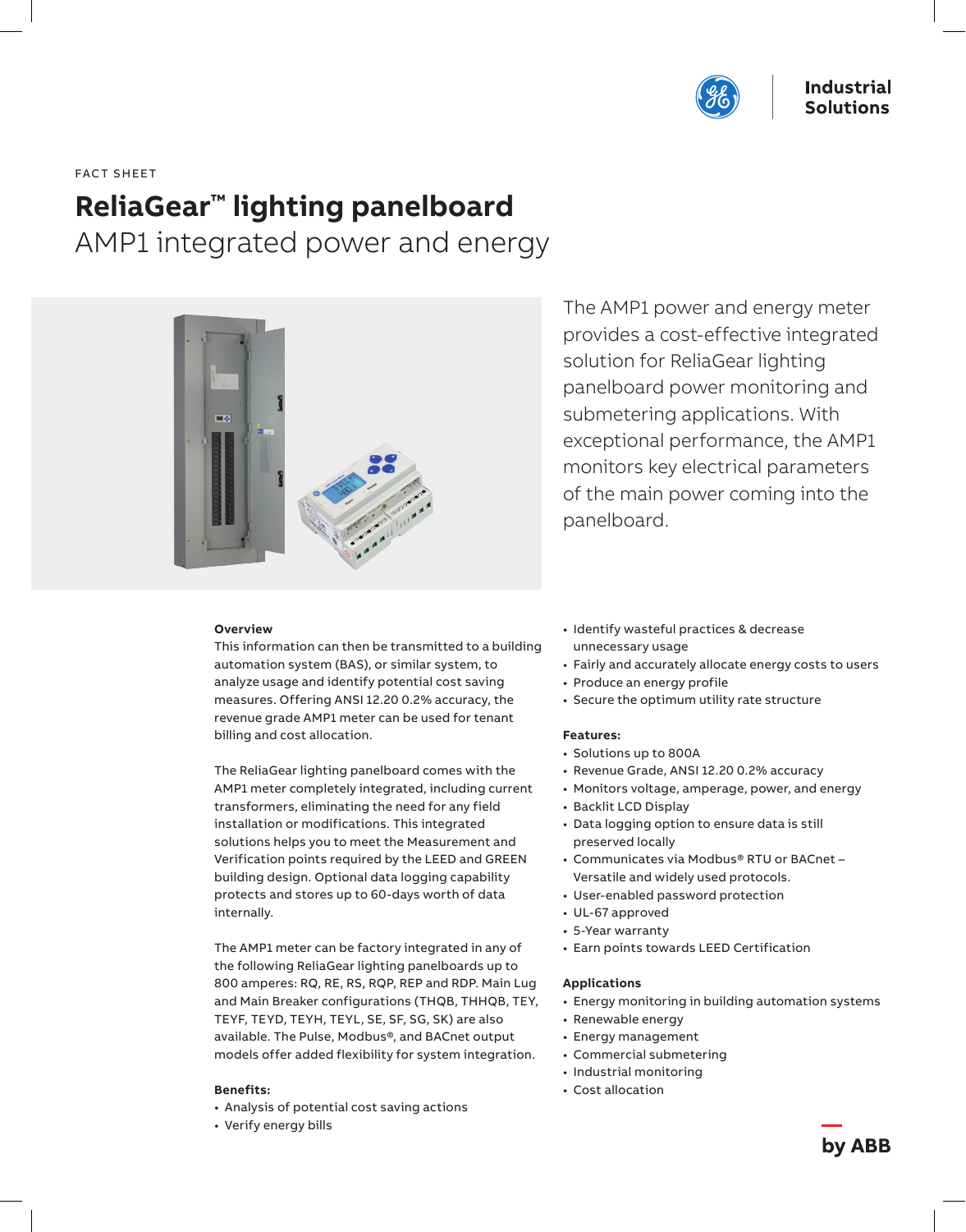FACT SHEET

# ReliaGear™ lighting panelboard

## AMP1 integrated power and energy

The AMP1 power and energy meter provides a cost-effective integrated solution for ReliaGear lighting panelboard power monitoring and submetering applications. With exceptional performance, the AMP1 monitors key electrical parameters of the main power coming into the panelboard.

**Overview**

This information can then be transmitted to a building automation system (BAS), or similar system, to analyze usage and identify potential cost saving measures. Offering ANSI 12.20 0.2% accuracy, the revenue grade AMP1 meter can be used for tenant billing and cost allocation.

The ReliaGear lighting panelboard comes with the AMP1 meter completely integrated, including current transformers, eliminating the need for any field installation or modifications. This integrated solutions helps you to meet the Measurement and Verification points required by the LEED and GREEN building design. Optional data logging capability protects and stores up to 60-days worth of data internally.

The AMP1 meter can be factory integrated in any of the following ReliaGear lighting panelboards up to 800 amperes: RQ, RE, RS, RQP, REP and RDP. Main Lug and Main Breaker configurations (THQB, THHQB, TEY, TEYF, TEYD, TEYH, TEYL, SE, SF, SG, SK) are also available. The Pulse, Modbus®, and BACnet output models offer added flexibility for system integration.

**Benefits:**

- Analysis of potential cost saving actions
- Verify energy bills
- Identify wasteful practices & decrease unnecessary usage
- Fairly and accurately allocate energy costs to users
- Produce an energy profile
- Secure the optimum utility rate structure

**Features:**

- Solutions up to 800A
- Revenue Grade, ANSI 12.20 0.2% accuracy
- Monitors voltage, amperage, power, and energy
- Backlit LCD Display
- Data logging option to ensure data is still preserved locally
- Communicates via Modbus® RTU or BACnet – Versatile and widely used protocols.
- User-enabled password protection
- UL-67 approved
- 5-Year warranty
- Earn points towards LEED Certification

**Applications**

- Energy monitoring in building automation systems
- Renewable energy
- Energy management
- Commercial submetering
- Industrial monitoring
- Cost allocation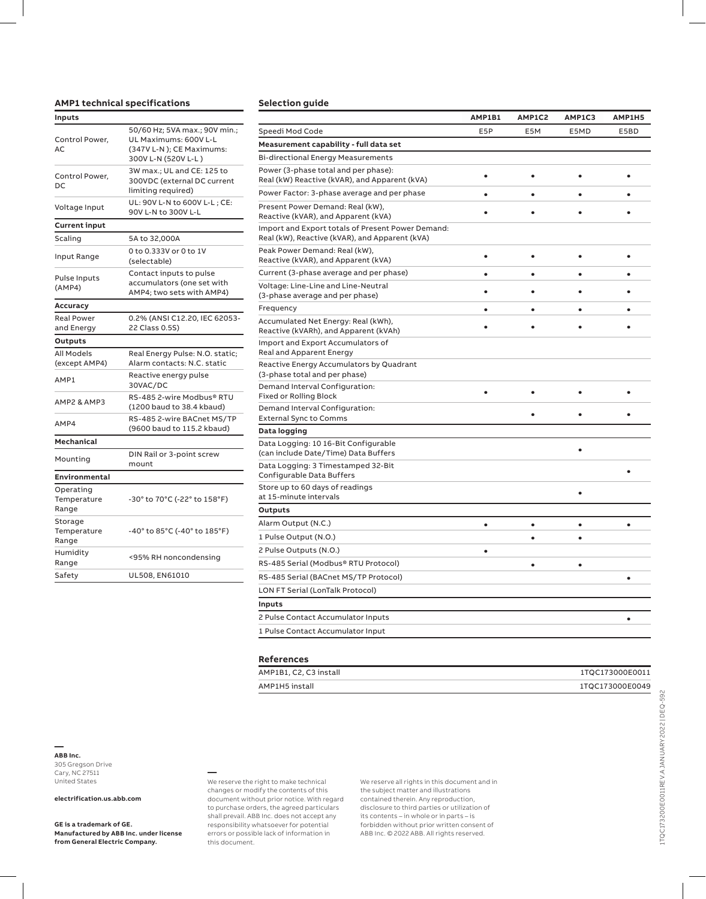## AMP1 technical specifications

| | |
|---|---|
| **Inputs** | |
| Control Power, AC | 50/60 Hz; 5VA max.; 90V min.; UL Maximums: 600V L-L (347V L-N ); CE Maximums: 300V L-N (520V L-L ) |
| Control Power, DC | 3W max.; UL and CE: 125 to 300VDC (external DC current limiting required) |
| Voltage Input | UL: 90V L-N to 600V L-L ; CE: 90V L-N to 300V L-L |
| **Current input** | |
| Scaling | 5A to 32,000A |
| Input Range | 0 to 0.333V or 0 to 1V (selectable) |
| Pulse Inputs (AMP4) | Contact inputs to pulse accumulators (one set with AMP4; two sets with AMP4) |
| **Accuracy** | |
| Real Power and Energy | 0.2% (ANSI C12.20, IEC 62053-22 Class 0.5S) |
| **Outputs** | |
| All Models (except AMP4) | Real Energy Pulse: N.O. static; Alarm contacts: N.C. static |
| AMP1 | Reactive energy pulse 30VAC/DC |
| AMP2 & AMP3 | RS-485 2-wire Modbus® RTU (1200 baud to 38.4 kbaud) |
| AMP4 | RS-485 2-wire BACnet MS/TP (9600 baud to 115.2 kbaud) |
| **Mechanical** | |
| Mounting | DIN Rail or 3-point screw mount |
| **Environmental** | |
| Operating Temperature Range | -30° to 70°C (-22° to 158°F) |
| Storage Temperature Range | -40° to 85°C (-40° to 185°F) |
| Humidity Range | <95% RH noncondensing |
| Safety | UL508, EN61010 |

## Selection guide

| | AMP1B1 | AMP1C2 | AMP1C3 | AMP1H5 |
|---|---|---|---|---|
| Speedi Mod Code | E5P | E5M | E5MD | E5BD |
| **Measurement capability - full data set** | | | | |
| Bi-directional Energy Measurements | | | | |
| Power (3-phase total and per phase): Real (kW) Reactive (kVAR), and Apparent (kVA) | • | • | • | • |
| Power Factor: 3-phase average and per phase | • | • | • | • |
| Present Power Demand: Real (kW), Reactive (kVAR), and Apparent (kVA) | • | • | • | • |
| Import and Export totals of Present Power Demand: Real (kW), Reactive (kVAR), and Apparent (kVA) | | | | |
| Peak Power Demand: Real (kW), Reactive (kVAR), and Apparent (kVA) | • | • | • | • |
| Current (3-phase average and per phase) | • | • | • | • |
| Voltage: Line-Line and Line-Neutral (3-phase average and per phase) | • | • | • | • |
| Frequency | • | • | • | • |
| Accumulated Net Energy: Real (kWh), Reactive (kVARh), and Apparent (kVAh) | • | • | • | • |
| Import and Export Accumulators of Real and Apparent Energy | | | | |
| Reactive Energy Accumulators by Quadrant (3-phase total and per phase) | | | | |
| Demand Interval Configuration: Fixed or Rolling Block | • | • | • | • |
| Demand Interval Configuration: External Sync to Comms | | • | • | • |
| **Data logging** | | | | |
| Data Logging: 10 16-Bit Configurable (can include Date/Time) Data Buffers | | | • | |
| Data Logging: 3 Timestamped 32-Bit Configurable Data Buffers | | | | • |
| Store up to 60 days of readings at 15-minute intervals | | | • | |
| **Outputs** | | | | |
| Alarm Output (N.C.) | • | • | • | • |
| 1 Pulse Output (N.O.) | | • | • | |
| 2 Pulse Outputs (N.O.) | • | | | |
| RS-485 Serial (Modbus® RTU Protocol) | | • | • | |
| RS-485 Serial (BACnet MS/TP Protocol) | | | | • |
| LON FT Serial (LonTalk Protocol) | | | | |
| **Inputs** | | | | |
| 2 Pulse Contact Accumulator Inputs | | | | • |
| 1 Pulse Contact Accumulator Input | | | | |

## References

| | |
|---|---|
| AMP1B1, C2, C3 install | 1TQC173000E0011 |
| AMP1H5 install | 1TQC173000E0049 |

—

**ABB Inc.**
305 Gregson Drive
Cary, NC 27511
United States

**electrification.us.abb.com**

**GE is a trademark of GE.**
**Manufactured by ABB Inc. under license from General Electric Company.**

—

We reserve the right to make technical changes or modify the contents of this document without prior notice. With regard to purchase orders, the agreed particulars shall prevail. ABB Inc. does not accept any responsibility whatsoever for potential errors or possible lack of information in this document.

We reserve all rights in this document and in the subject matter and illustrations contained therein. Any reproduction, disclosure to third parties or utilization of its contents – in whole or in parts – is forbidden without prior written consent of ABB Inc. © 2022 ABB. All rights reserved.

1TQC173200E0011REV.A JANUARY 2022 | DEQ-592